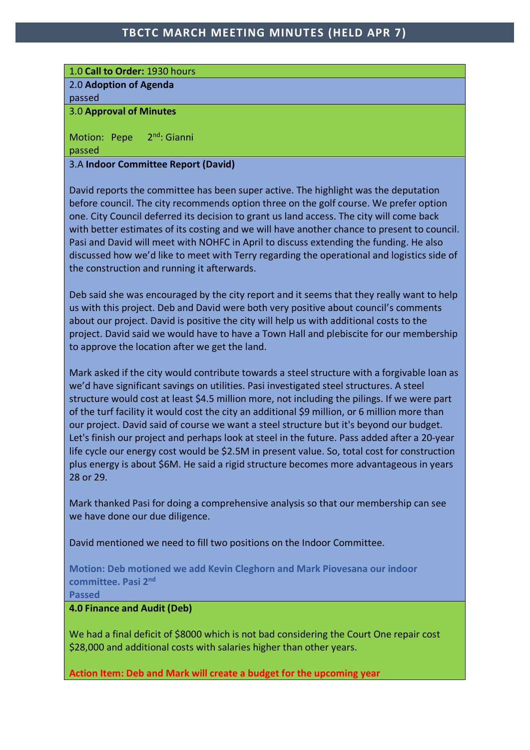# TBCTC MARCH MEETING MINUTES (HELD APR 7)

1.0 **Call to Order:** 1930 hours

2.0 **Adoption of Agenda**

passed

3.0 **Approval of Minutes**

Motion: Pepe 2nd: Gianni

passed

3.A **Indoor Committee Report (David)**

David reports the committee has been super active. The highlight was the deputation before council. The city recommends option three on the golf course. We prefer option one. City Council deferred its decision to grant us land access. The city will come back with better estimates of its costing and we will have another chance to present to council. Pasi and David will meet with NOHFC in April to discuss extending the funding. He also discussed how we'd like to meet with Terry regarding the operational and logistics side of the construction and running it afterwards.

Deb said she was encouraged by the city report and it seems that they really want to help us with this project. Deb and David were both very positive about council's comments about our project. David is positive the city will help us with additional costs to the project. David said we would have to have a Town Hall and plebiscite for our membership to approve the location after we get the land.

Mark asked if the city would contribute towards a steel structure with a forgivable loan as we'd have significant savings on utilities. Pasi investigated steel structures. A steel structure would cost at least $4.5 million more, not including the pilings. If we were part of the turf facility it would cost the city an additional $9 million, or 6 million more than our project. David said of course we want a steel structure but it's beyond our budget. Let's finish our project and perhaps look at steel in the future. Pass added after a 20-year life cycle our energy cost would be $2.5M in present value. So, total cost for construction plus energy is about $6M. He said a rigid structure becomes more advantageous in years 28 or 29.

Mark thanked Pasi for doing a comprehensive analysis so that our membership can see we have done our due diligence.

David mentioned we need to fill two positions on the Indoor Committee.

**Motion: Deb motioned we add Kevin Cleghorn and Mark Piovesana our indoor committee. Pasi 2nd**

**Passed**

**4.0 Finance and Audit (Deb)**

We had a final deficit of $8000 which is not bad considering the Court One repair cost $28,000 and additional costs with salaries higher than other years.

**Action Item: Deb and Mark will create a budget for the upcoming year**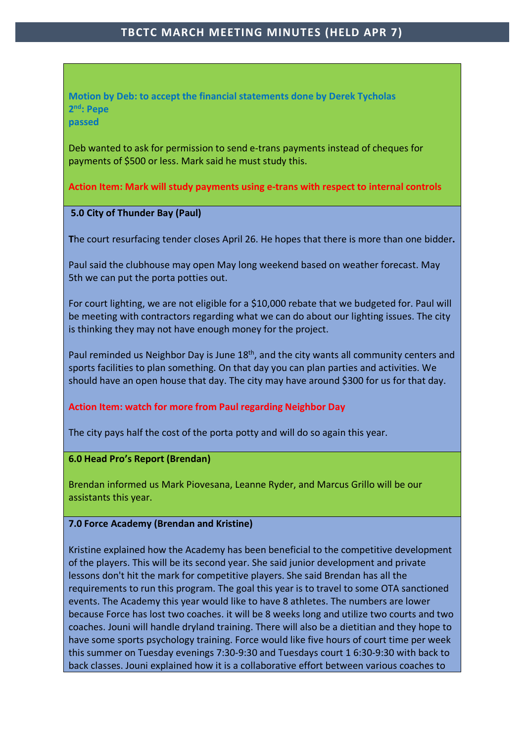**Motion by Deb: to accept the financial statements done by Derek Tycholas**
**2nd: Pepe**
**passed**

Deb wanted to ask for permission to send e-trans payments instead of cheques for payments of $500 or less. Mark said he must study this.

**Action Item: Mark will study payments using e-trans with respect to internal controls**

**5.0 City of Thunder Bay (Paul)**

The court resurfacing tender closes April 26. He hopes that there is more than one bidder.

Paul said the clubhouse may open May long weekend based on weather forecast. May 5th we can put the porta potties out.

For court lighting, we are not eligible for a $10,000 rebate that we budgeted for. Paul will be meeting with contractors regarding what we can do about our lighting issues. The city is thinking they may not have enough money for the project.

Paul reminded us Neighbor Day is June 18th, and the city wants all community centers and sports facilities to plan something. On that day you can plan parties and activities. We should have an open house that day. The city may have around $300 for us for that day.

**Action Item: watch for more from Paul regarding Neighbor Day**

The city pays half the cost of the porta potty and will do so again this year.

**6.0 Head Pro's Report (Brendan)**

Brendan informed us Mark Piovesana, Leanne Ryder, and Marcus Grillo will be our assistants this year.

**7.0 Force Academy (Brendan and Kristine)**

Kristine explained how the Academy has been beneficial to the competitive development of the players. This will be its second year. She said junior development and private lessons don't hit the mark for competitive players. She said Brendan has all the requirements to run this program. The goal this year is to travel to some OTA sanctioned events. The Academy this year would like to have 8 athletes. The numbers are lower because Force has lost two coaches. it will be 8 weeks long and utilize two courts and two coaches. Jouni will handle dryland training. There will also be a dietitian and they hope to have some sports psychology training. Force would like five hours of court time per week this summer on Tuesday evenings 7:30-9:30 and Tuesdays court 1 6:30-9:30 with back to back classes. Jouni explained how it is a collaborative effort between various coaches to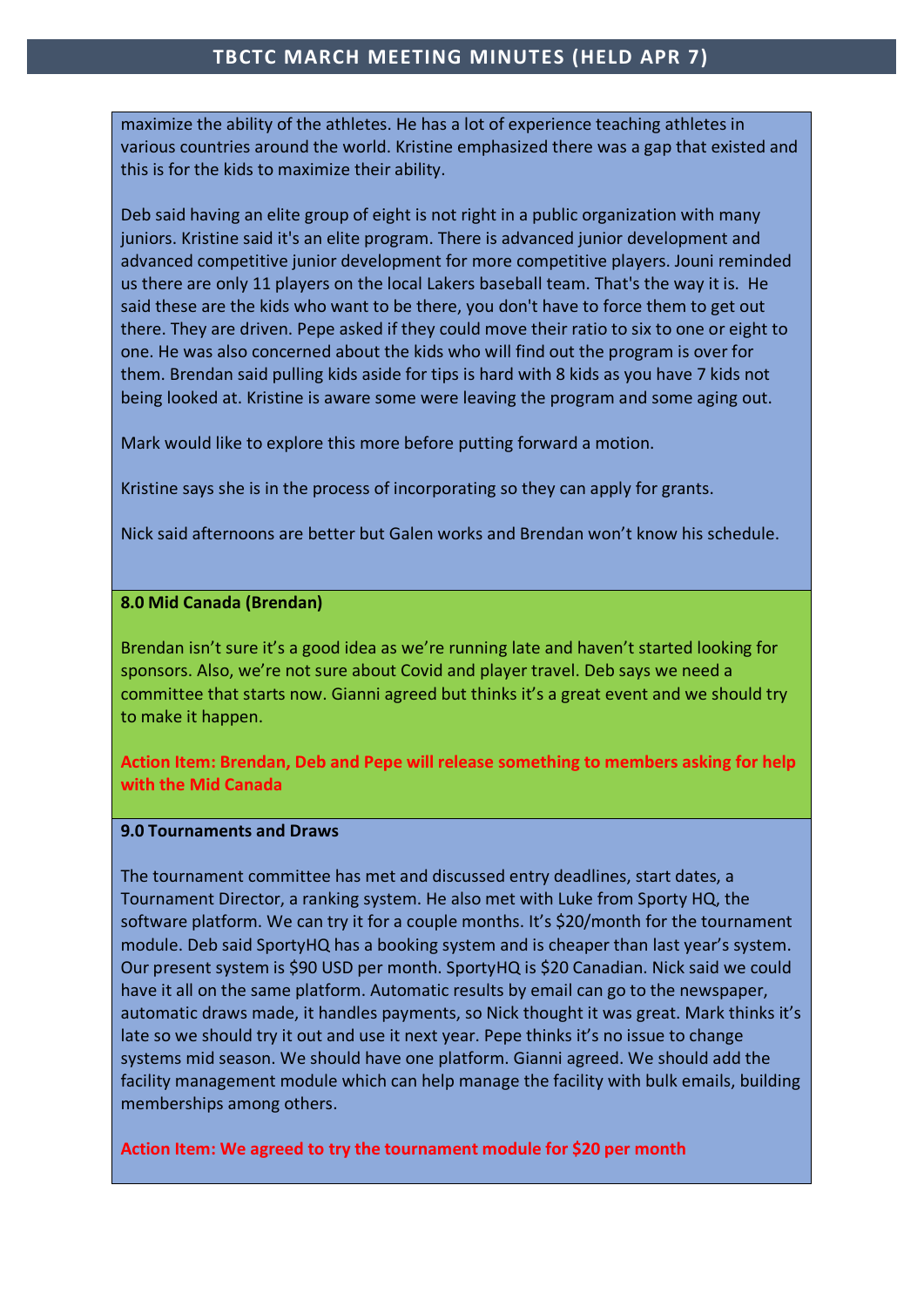maximize the ability of the athletes. He has a lot of experience teaching athletes in various countries around the world. Kristine emphasized there was a gap that existed and this is for the kids to maximize their ability.

Deb said having an elite group of eight is not right in a public organization with many juniors. Kristine said it's an elite program. There is advanced junior development and advanced competitive junior development for more competitive players. Jouni reminded us there are only 11 players on the local Lakers baseball team. That's the way it is. He said these are the kids who want to be there, you don't have to force them to get out there. They are driven. Pepe asked if they could move their ratio to six to one or eight to one. He was also concerned about the kids who will find out the program is over for them. Brendan said pulling kids aside for tips is hard with 8 kids as you have 7 kids not being looked at. Kristine is aware some were leaving the program and some aging out.

Mark would like to explore this more before putting forward a motion.

Kristine says she is in the process of incorporating so they can apply for grants.

Nick said afternoons are better but Galen works and Brendan won't know his schedule.

**8.0 Mid Canada (Brendan)**

Brendan isn't sure it's a good idea as we're running late and haven't started looking for sponsors. Also, we're not sure about Covid and player travel. Deb says we need a committee that starts now. Gianni agreed but thinks it's a great event and we should try to make it happen.

**Action Item: Brendan, Deb and Pepe will release something to members asking for help with the Mid Canada**

**9.0 Tournaments and Draws**

The tournament committee has met and discussed entry deadlines, start dates, a Tournament Director, a ranking system. He also met with Luke from Sporty HQ, the software platform. We can try it for a couple months. It's $20/month for the tournament module. Deb said SportyHQ has a booking system and is cheaper than last year's system. Our present system is $90 USD per month. SportyHQ is $20 Canadian. Nick said we could have it all on the same platform. Automatic results by email can go to the newspaper, automatic draws made, it handles payments, so Nick thought it was great. Mark thinks it's late so we should try it out and use it next year. Pepe thinks it's no issue to change systems mid season. We should have one platform. Gianni agreed. We should add the facility management module which can help manage the facility with bulk emails, building memberships among others.

**Action Item: We agreed to try the tournament module for $20 per month**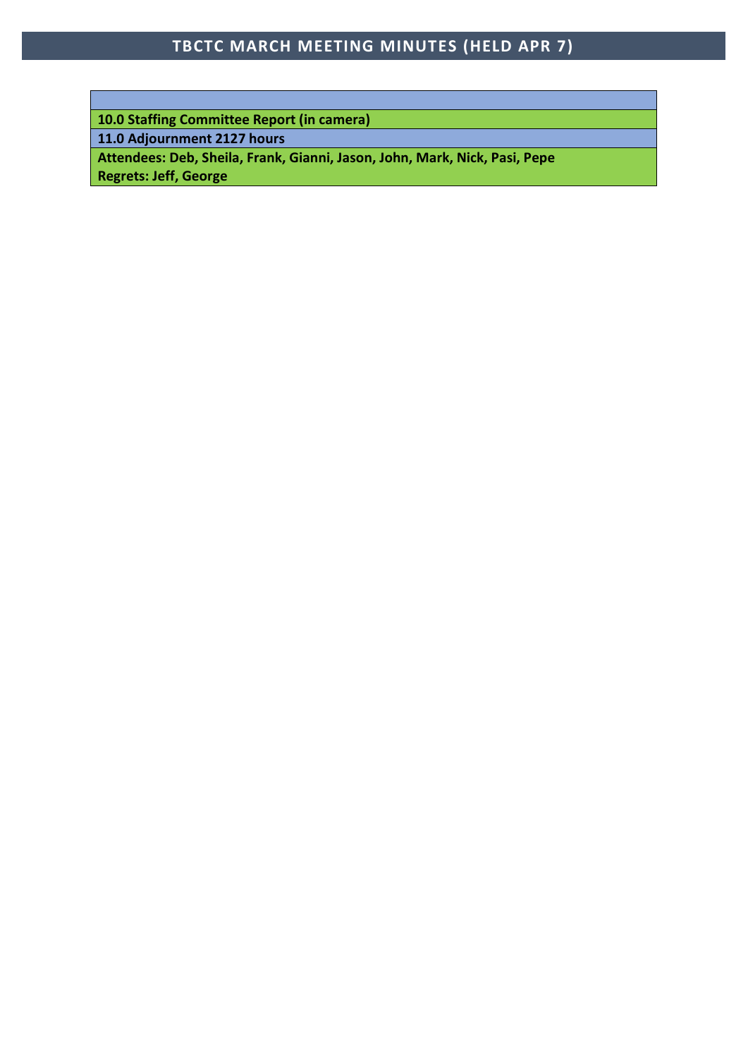# TBCTC MARCH MEETING MINUTES (HELD APR 7)

| |
|---|
| **10.0 Staffing Committee Report (in camera)** |
| **11.0 Adjournment 2127 hours** |
| **Attendees: Deb, Sheila, Frank, Gianni, Jason, John, Mark, Nick, Pasi, Pepe**<br>**Regrets: Jeff, George** |